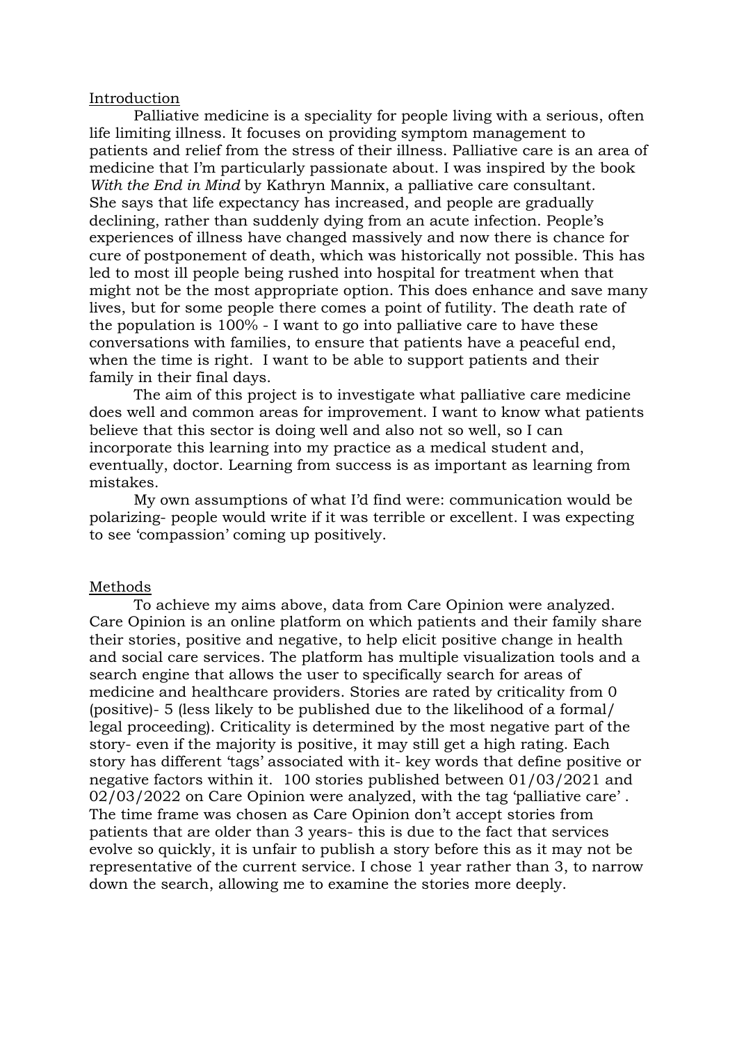## Introduction

Palliative medicine is a speciality for people living with a serious, often life limiting illness. It focuses on providing symptom management to patients and relief from the stress of their illness. Palliative care is an area of medicine that I'm particularly passionate about. I was inspired by the book *With the End in Mind* by Kathryn Mannix, a palliative care consultant. She says that life expectancy has increased, and people are gradually declining, rather than suddenly dying from an acute infection. People's experiences of illness have changed massively and now there is chance for cure of postponement of death, which was historically not possible. This has led to most ill people being rushed into hospital for treatment when that might not be the most appropriate option. This does enhance and save many lives, but for some people there comes a point of futility. The death rate of the population is 100% - I want to go into palliative care to have these conversations with families, to ensure that patients have a peaceful end, when the time is right. I want to be able to support patients and their family in their final days.

The aim of this project is to investigate what palliative care medicine does well and common areas for improvement. I want to know what patients believe that this sector is doing well and also not so well, so I can incorporate this learning into my practice as a medical student and, eventually, doctor. Learning from success is as important as learning from mistakes.

My own assumptions of what I'd find were: communication would be polarizing- people would write if it was terrible or excellent. I was expecting to see 'compassion' coming up positively.

## Methods

To achieve my aims above, data from Care Opinion were analyzed. Care Opinion is an online platform on which patients and their family share their stories, positive and negative, to help elicit positive change in health and social care services. The platform has multiple visualization tools and a search engine that allows the user to specifically search for areas of medicine and healthcare providers. Stories are rated by criticality from 0 (positive)- 5 (less likely to be published due to the likelihood of a formal/ legal proceeding). Criticality is determined by the most negative part of the story- even if the majority is positive, it may still get a high rating. Each story has different 'tags' associated with it- key words that define positive or negative factors within it. 100 stories published between 01/03/2021 and 02/03/2022 on Care Opinion were analyzed, with the tag 'palliative care' . The time frame was chosen as Care Opinion don't accept stories from patients that are older than 3 years- this is due to the fact that services evolve so quickly, it is unfair to publish a story before this as it may not be representative of the current service. I chose 1 year rather than 3, to narrow down the search, allowing me to examine the stories more deeply.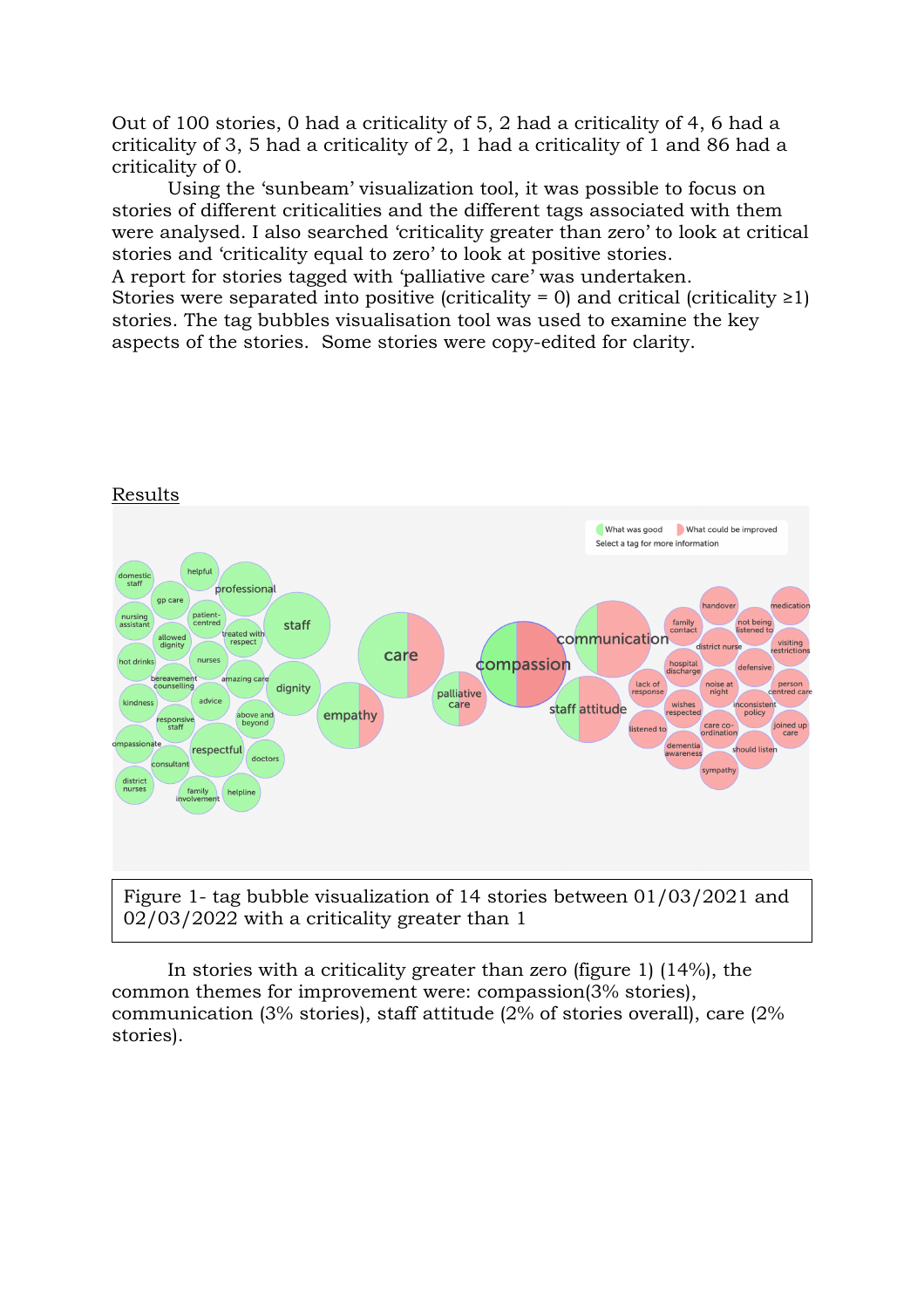Out of 100 stories, 0 had a criticality of 5, 2 had a criticality of 4, 6 had a criticality of 3, 5 had a criticality of 2, 1 had a criticality of 1 and 86 had a criticality of 0.

Using the 'sunbeam' visualization tool, it was possible to focus on stories of different criticalities and the different tags associated with them were analysed. I also searched 'criticality greater than zero' to look at critical stories and 'criticality equal to zero' to look at positive stories.

A report for stories tagged with 'palliative care' was undertaken.

Stories were separated into positive (criticality = 0) and critical (criticality ≥1) stories. The tag bubbles visualisation tool was used to examine the key aspects of the stories. Some stories were copy-edited for clarity.

<u>Results</u>

Figure 1- tag bubble visualization of 14 stories between 01/03/2021 and 02/03/2022 with a criticality greater than 1

In stories with a criticality greater than zero (figure 1) (14%), the common themes for improvement were: compassion(3% stories), communication (3% stories), staff attitude (2% of stories overall), care (2% stories).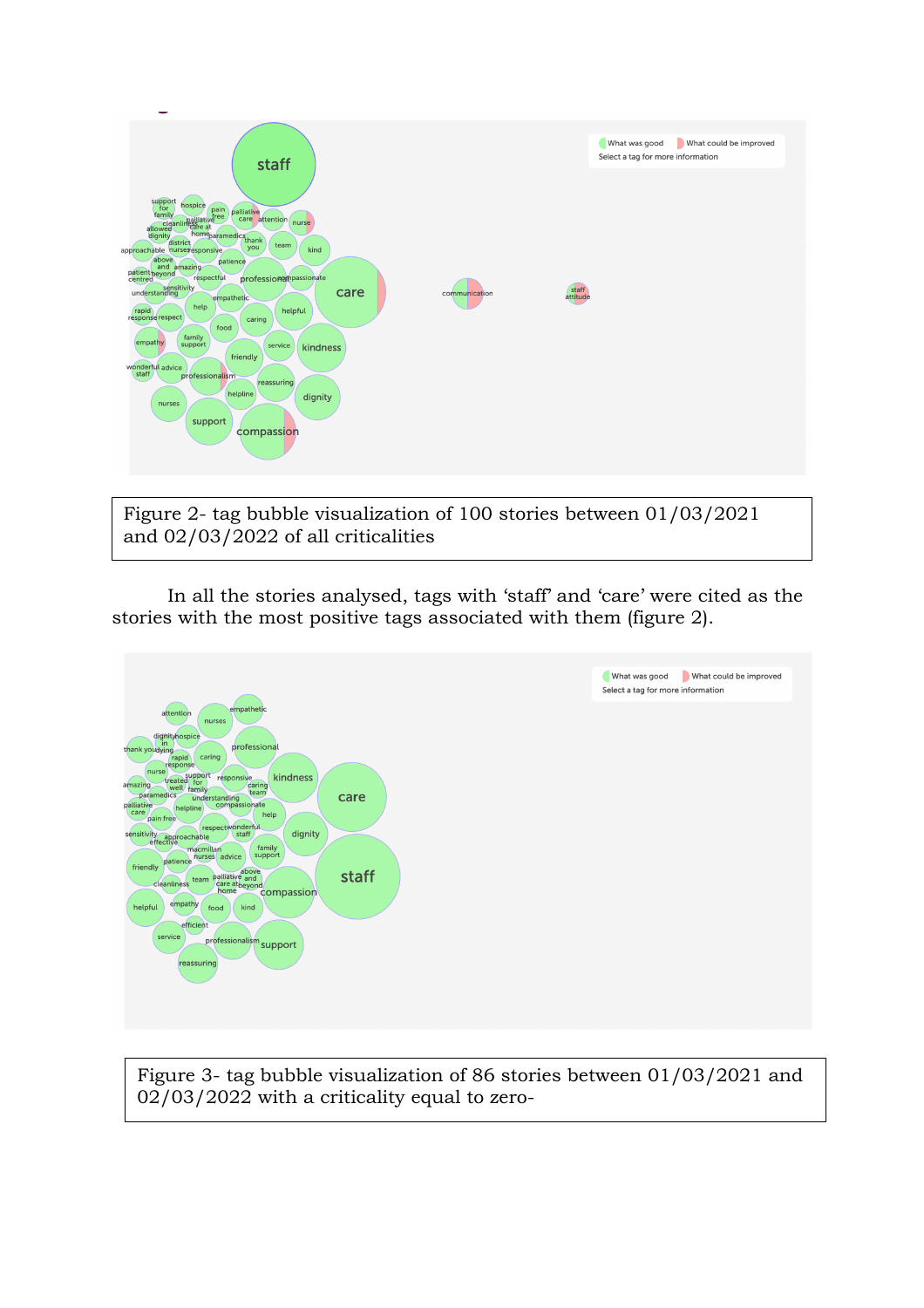Figure 2- tag bubble visualization of 100 stories between 01/03/2021 and 02/03/2022 of all criticalities

In all the stories analysed, tags with 'staff' and 'care' were cited as the stories with the most positive tags associated with them (figure 2).

Figure 3- tag bubble visualization of 86 stories between 01/03/2021 and 02/03/2022 with a criticality equal to zero-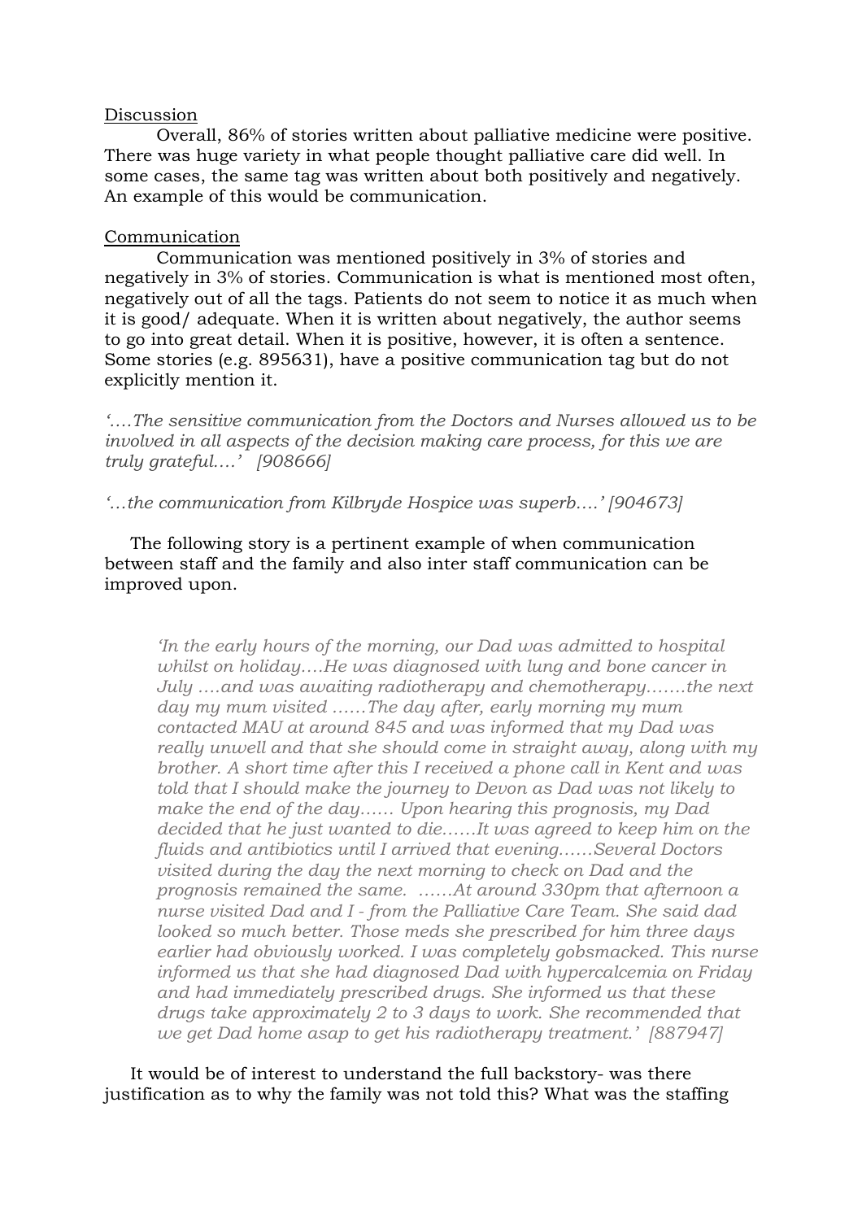## Discussion

Overall, 86% of stories written about palliative medicine were positive. There was huge variety in what people thought palliative care did well. In some cases, the same tag was written about both positively and negatively. An example of this would be communication.

## Communication

Communication was mentioned positively in 3% of stories and negatively in 3% of stories. Communication is what is mentioned most often, negatively out of all the tags. Patients do not seem to notice it as much when it is good/ adequate. When it is written about negatively, the author seems to go into great detail. When it is positive, however, it is often a sentence. Some stories (e.g. 895631), have a positive communication tag but do not explicitly mention it.

*'….The sensitive communication from the Doctors and Nurses allowed us to be involved in all aspects of the decision making care process, for this we are truly grateful….'* *[908666]*

*'…the communication from Kilbryde Hospice was superb….' [904673]*

The following story is a pertinent example of when communication between staff and the family and also inter staff communication can be improved upon.

> *'In the early hours of the morning, our Dad was admitted to hospital whilst on holiday….He was diagnosed with lung and bone cancer in July ….and was awaiting radiotherapy and chemotherapy…….the next day my mum visited ……The day after, early morning my mum contacted MAU at around 845 and was informed that my Dad was really unwell and that she should come in straight away, along with my brother. A short time after this I received a phone call in Kent and was told that I should make the journey to Devon as Dad was not likely to make the end of the day…… Upon hearing this prognosis, my Dad decided that he just wanted to die……It was agreed to keep him on the fluids and antibiotics until I arrived that evening……Several Doctors visited during the day the next morning to check on Dad and the prognosis remained the same. ……At around 330pm that afternoon a nurse visited Dad and I - from the Palliative Care Team. She said dad looked so much better. Those meds she prescribed for him three days earlier had obviously worked. I was completely gobsmacked. This nurse informed us that she had diagnosed Dad with hypercalcemia on Friday and had immediately prescribed drugs. She informed us that these drugs take approximately 2 to 3 days to work. She recommended that we get Dad home asap to get his radiotherapy treatment.' [887947]*

It would be of interest to understand the full backstory- was there justification as to why the family was not told this? What was the staffing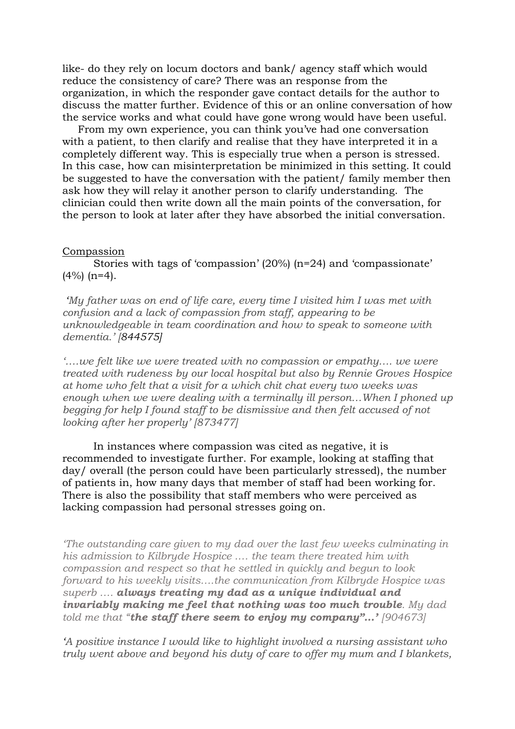like- do they rely on locum doctors and bank/ agency staff which would reduce the consistency of care? There was an response from the organization, in which the responder gave contact details for the author to discuss the matter further. Evidence of this or an online conversation of how the service works and what could have gone wrong would have been useful.

From my own experience, you can think you've had one conversation with a patient, to then clarify and realise that they have interpreted it in a completely different way. This is especially true when a person is stressed. In this case, how can misinterpretation be minimized in this setting. It could be suggested to have the conversation with the patient/ family member then ask how they will relay it another person to clarify understanding. The clinician could then write down all the main points of the conversation, for the person to look at later after they have absorbed the initial conversation.

Compassion

Stories with tags of 'compassion' (20%) (n=24) and 'compassionate' (4%) (n=4).

*'My father was on end of life care, every time I visited him I was met with confusion and a lack of compassion from staff, appearing to be unknowledgeable in team coordination and how to speak to someone with dementia.' [844575]*

*'….we felt like we were treated with no compassion or empathy…. we were treated with rudeness by our local hospital but also by Rennie Groves Hospice at home who felt that a visit for a which chit chat every two weeks was enough when we were dealing with a terminally ill person…When I phoned up begging for help I found staff to be dismissive and then felt accused of not looking after her properly' [873477]*

In instances where compassion was cited as negative, it is recommended to investigate further. For example, looking at staffing that day/ overall (the person could have been particularly stressed), the number of patients in, how many days that member of staff had been working for. There is also the possibility that staff members who were perceived as lacking compassion had personal stresses going on.

*'The outstanding care given to my dad over the last few weeks culminating in his admission to Kilbryde Hospice …. the team there treated him with compassion and respect so that he settled in quickly and begun to look forward to his weekly visits….the communication from Kilbryde Hospice was superb …. **always treating my dad as a unique individual and invariably making me feel that nothing was too much trouble**. My dad told me that "**the staff there seem to enjoy my company"…'** [904673]*

*'A positive instance I would like to highlight involved a nursing assistant who truly went above and beyond his duty of care to offer my mum and I blankets,*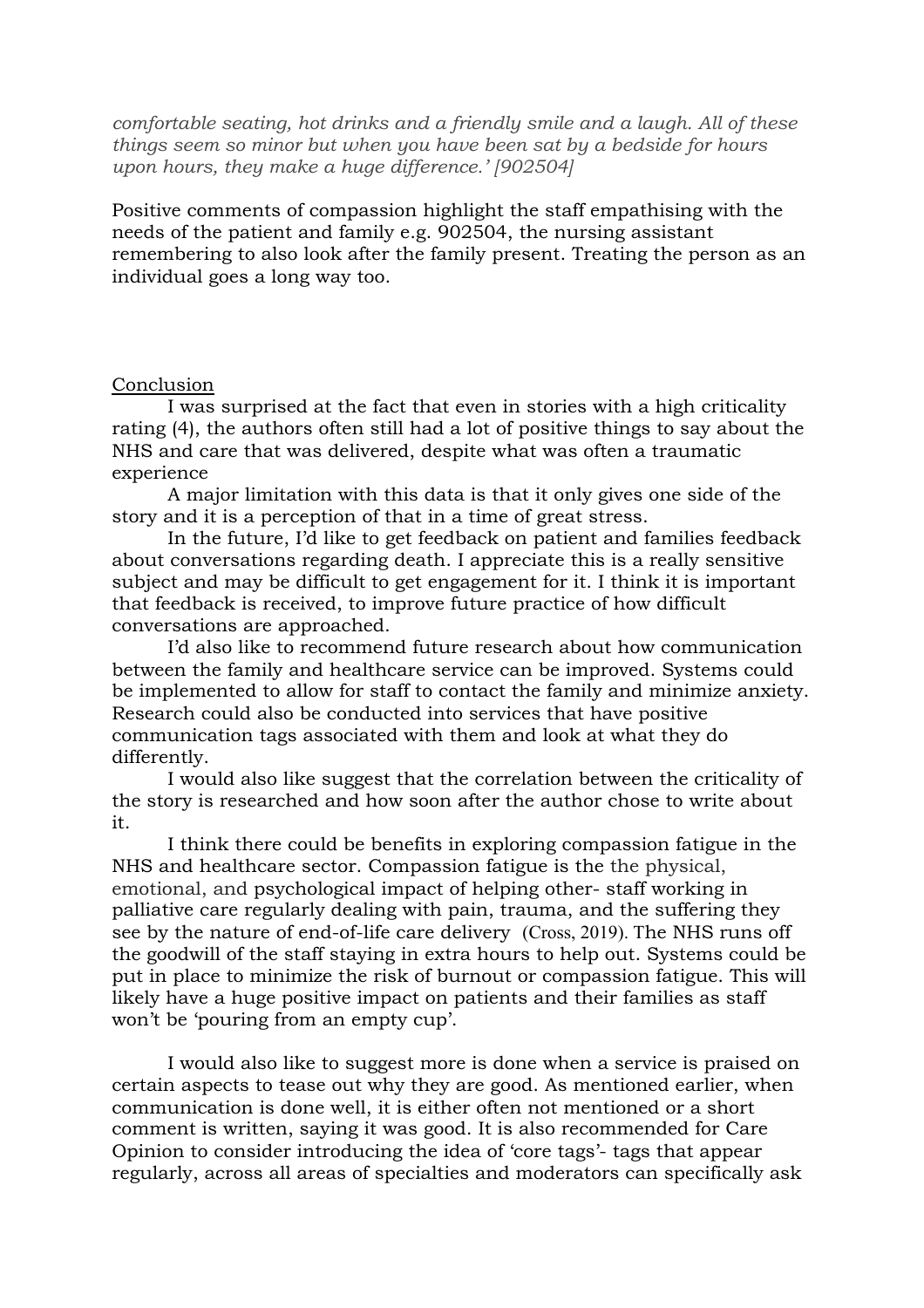*comfortable seating, hot drinks and a friendly smile and a laugh. All of these things seem so minor but when you have been sat by a bedside for hours upon hours, they make a huge difference.' [902504]*

Positive comments of compassion highlight the staff empathising with the needs of the patient and family e.g. 902504, the nursing assistant remembering to also look after the family present. Treating the person as an individual goes a long way too.

## Conclusion

I was surprised at the fact that even in stories with a high criticality rating (4), the authors often still had a lot of positive things to say about the NHS and care that was delivered, despite what was often a traumatic experience

A major limitation with this data is that it only gives one side of the story and it is a perception of that in a time of great stress.

In the future, I'd like to get feedback on patient and families feedback about conversations regarding death. I appreciate this is a really sensitive subject and may be difficult to get engagement for it. I think it is important that feedback is received, to improve future practice of how difficult conversations are approached.

I'd also like to recommend future research about how communication between the family and healthcare service can be improved. Systems could be implemented to allow for staff to contact the family and minimize anxiety. Research could also be conducted into services that have positive communication tags associated with them and look at what they do differently.

I would also like suggest that the correlation between the criticality of the story is researched and how soon after the author chose to write about it.

I think there could be benefits in exploring compassion fatigue in the NHS and healthcare sector. Compassion fatigue is the the physical, emotional, and psychological impact of helping other- staff working in palliative care regularly dealing with pain, trauma, and the suffering they see by the nature of end-of-life care delivery (Cross, 2019). The NHS runs off the goodwill of the staff staying in extra hours to help out. Systems could be put in place to minimize the risk of burnout or compassion fatigue. This will likely have a huge positive impact on patients and their families as staff won't be 'pouring from an empty cup'.

I would also like to suggest more is done when a service is praised on certain aspects to tease out why they are good. As mentioned earlier, when communication is done well, it is either often not mentioned or a short comment is written, saying it was good. It is also recommended for Care Opinion to consider introducing the idea of 'core tags'- tags that appear regularly, across all areas of specialties and moderators can specifically ask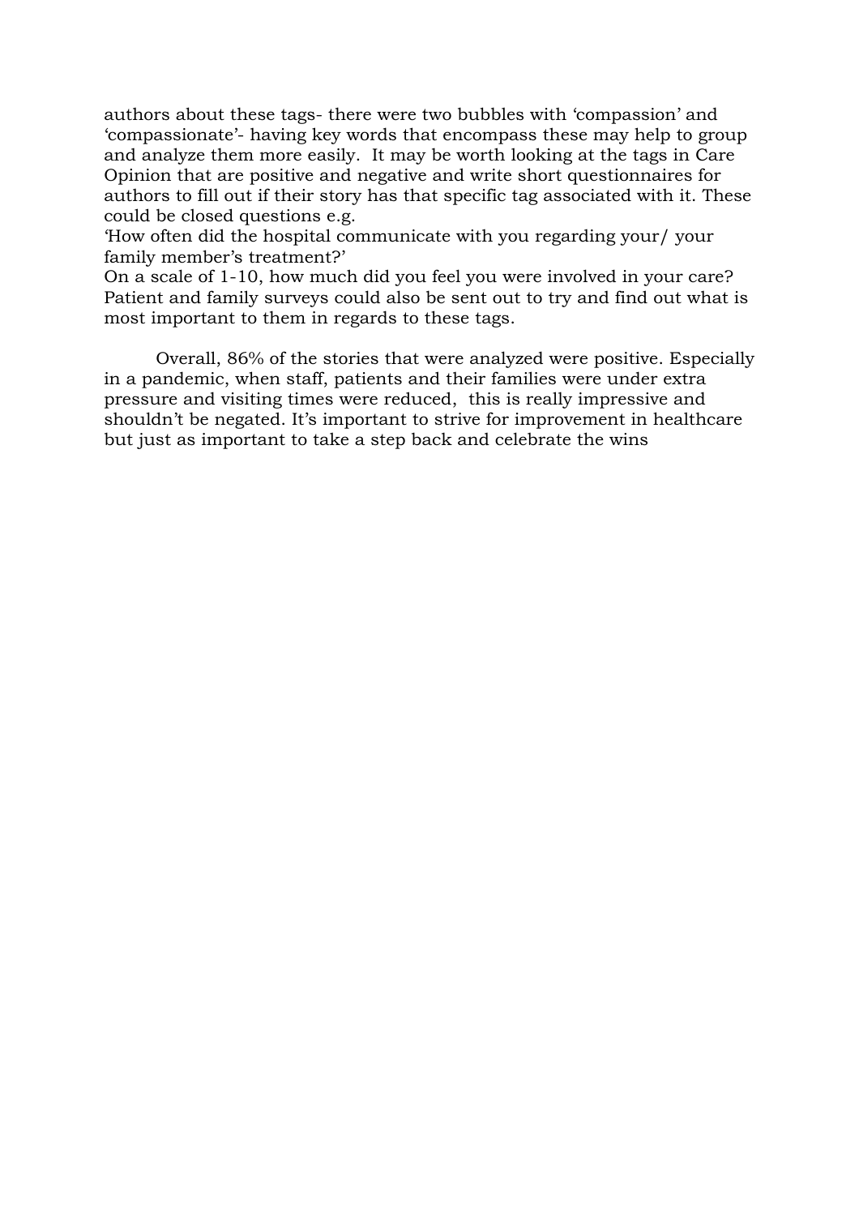authors about these tags- there were two bubbles with 'compassion' and 'compassionate'- having key words that encompass these may help to group and analyze them more easily.  It may be worth looking at the tags in Care Opinion that are positive and negative and write short questionnaires for authors to fill out if their story has that specific tag associated with it. These could be closed questions e.g.
'How often did the hospital communicate with you regarding your/ your family member's treatment?'
On a scale of 1-10, how much did you feel you were involved in your care?
Patient and family surveys could also be sent out to try and find out what is most important to them in regards to these tags.

Overall, 86% of the stories that were analyzed were positive. Especially in a pandemic, when staff, patients and their families were under extra pressure and visiting times were reduced,  this is really impressive and shouldn't be negated. It's important to strive for improvement in healthcare but just as important to take a step back and celebrate the wins